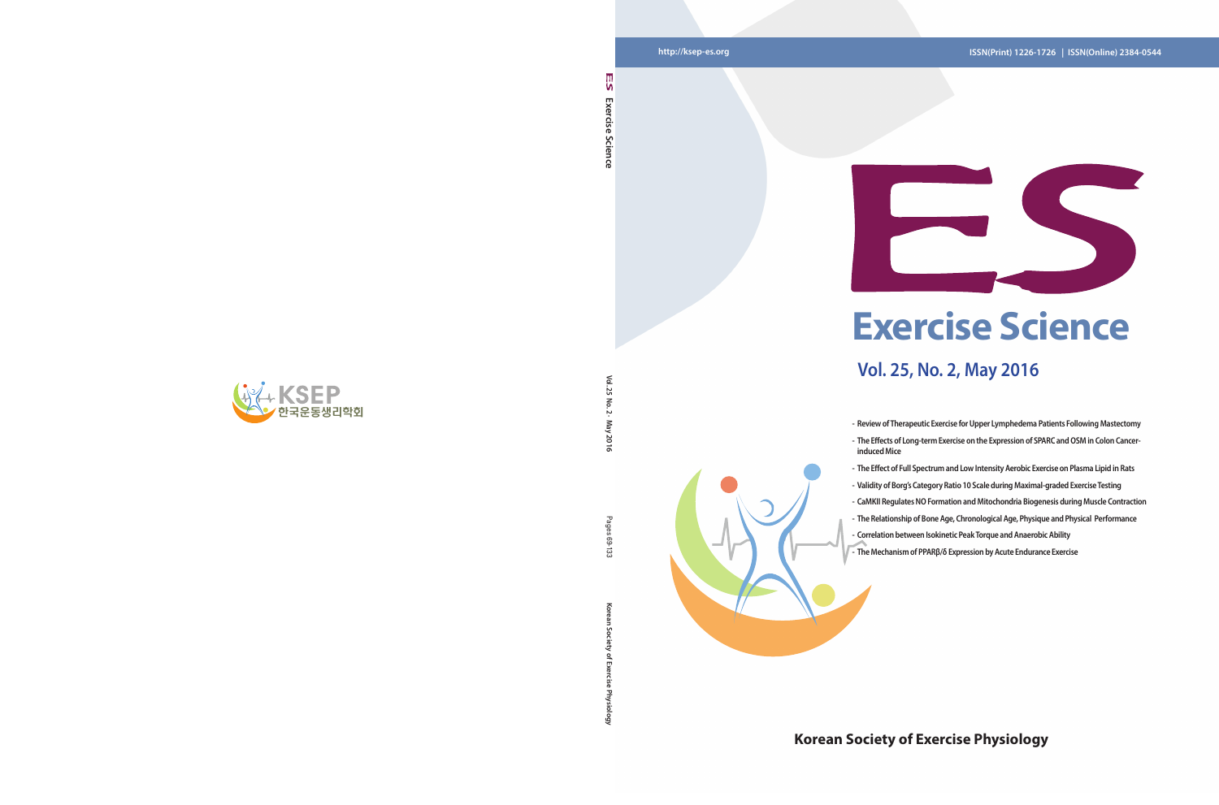http://ksep-es.org

ISSN(Print) 1226-1726 | ISSN(Online) 2384-0544

# ES

# Exercise Science

## Vol. 25, No. 2, May 2016

- Review of Therapeutic Exercise for Upper Lymphedema Patients Following Mastectomy
- The Effects of Long-term Exercise on the Expression of SPARC and OSM in Colon Cancer-induced Mice
- The Effect of Full Spectrum and Low Intensity Aerobic Exercise on Plasma Lipid in Rats
- Validity of Borg's Category Ratio 10 Scale during Maximal-graded Exercise Testing
- CaMKII Regulates NO Formation and Mitochondria Biogenesis during Muscle Contraction
- The Relationship between Bone Age, Chronological Age, Physique and Physical Performance
- Correlation between Isokinetic Peak Torque and Anaerobic Ability
- The Mechanism of PPARβ/δ Expression by Acute Endurance Exercise

**Korean Society of Exercise Physiology**

ES Exercise Science

Vol. 25 No. 2 · May 2016

Pages 69-133

Korean Society of Exercise Physiology

KSEP 한국운동생리학회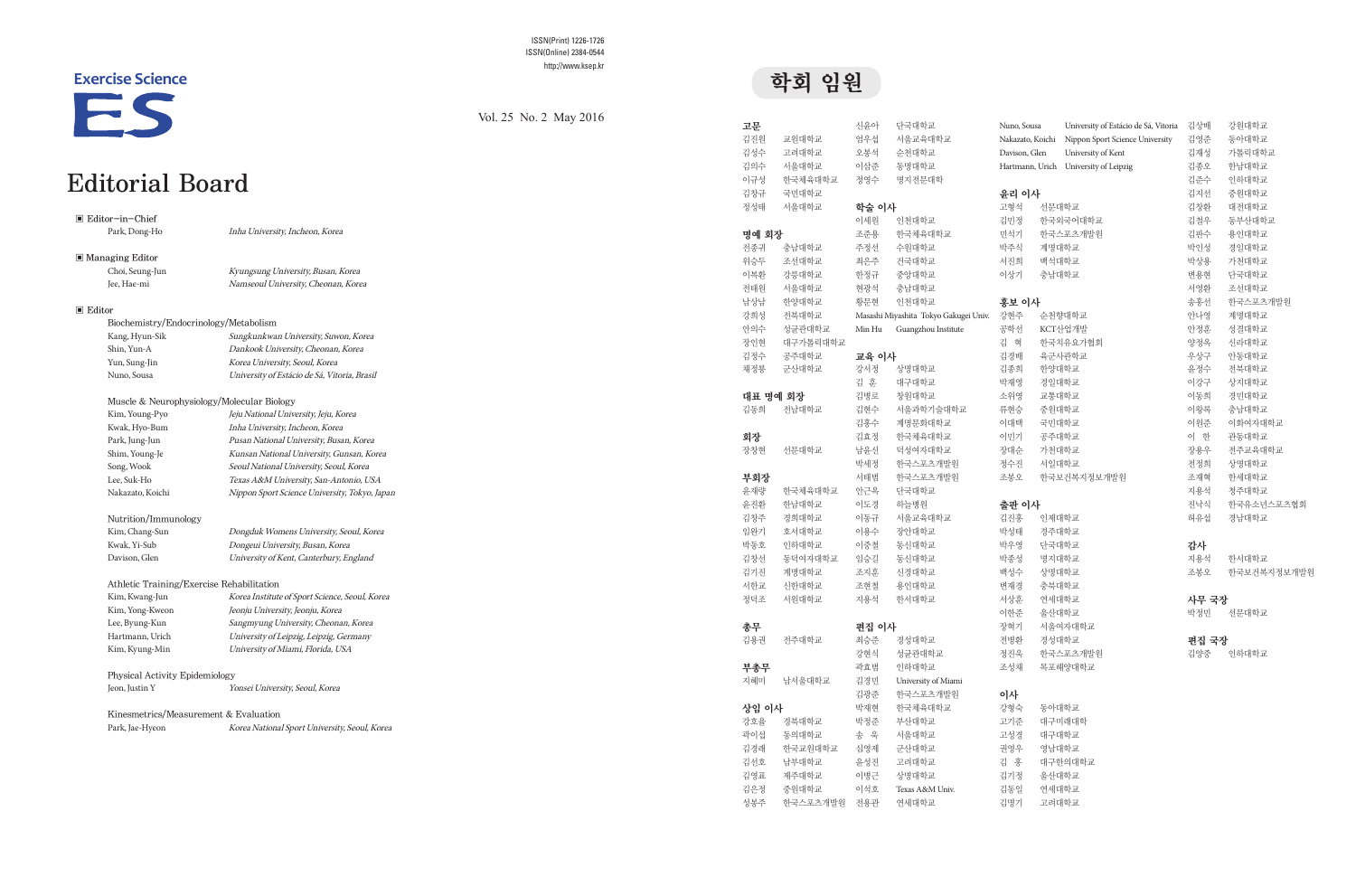ISSN(Print) 1226-1726
ISSN(Online) 2384-0544
http://www.ksep.kr

Exercise Science

Vol. 25 No. 2 May 2016

# Editorial Board

## Editor-in-Chief

| | |
|---|---|
| Park, Dong-Ho | *Inha University, Incheon, Korea* |

## Managing Editor

| | |
|---|---|
| Choi, Seung-Jun | *Kyungsung University, Busan, Korea* |
| Jee, Hae-mi | *Namseoul University, Cheonan, Korea* |

## Editor

### Biochemistry/Endocrinology/Metabolism

| | |
|---|---|
| Kang, Hyun-Sik | *Sungkunkwan University, Suwon, Korea* |
| Shin, Yun-A | *Dankook University, Cheonan, Korea* |
| Yun, Sung-Jin | *Korea University, Seoul, Korea* |
| Nuno, Sousa | *University of Estácio de Sá, Vitoria, Brasil* |

### Muscle & Neurophysiology/Molecular Biology

| | |
|---|---|
| Kim, Young-Pyo | *Jeju National University, Jeju, Korea* |
| Kwak, Hyo-Bum | *Inha University, Incheon, Korea* |
| Park, Jung-Jun | *Pusan National University, Busan, Korea* |
| Shim, Young-Je | *Kunsan National University, Gunsan, Korea* |
| Song, Wook | *Seoul National University, Seoul, Korea* |
| Lee, Suk-Ho | *Texas A&M University, San-Antonio, USA* |
| Nakazato, Koichi | *Nippon Sport Science University, Tokyo, Japan* |

### Nutrition/Immunology

| | |
|---|---|
| Kim, Chang-Sun | *Dongduk Womens University, Seoul, Korea* |
| Kwak, Yi-Sub | *Dongeui University, Busan, Korea* |
| Davison, Glen | *University of Kent, Canterbury, England* |

### Athletic Training/Exercise Rehabilitation

| | |
|---|---|
| Kim, Kwang-Jun | *Korea Institute of Sport Science, Seoul, Korea* |
| Kim, Yong-Kweon | *Jeonju University, Jeonju, Korea* |
| Lee, Byung-Kun | *Sangmyung University, Cheonan, Korea* |
| Hartmann, Urich | *University of Leipzig, Leipzig, Germany* |
| Kim, Kyung-Min | *University of Miami, Florida, USA* |

### Physical Activity Epidemiology

| | |
|---|---|
| Jeon, Justin Y | *Yonsei University, Seoul, Korea* |

### Kinesmetrics/Measurement & Evaluation

| | |
|---|---|
| Park, Jae-Hyeon | *Korea National Sport University, Seoul, Korea* |

# 학회 임원

### 고문

| | |
|---|---|
| 김진원 | 교원대학교 |
| 김성수 | 고려대학교 |
| 김의수 | 서울대학교 |
| 이규성 | 한국체육대학교 |
| 김창규 | 국민대학교 |
| 정성태 | 서울대학교 |
| 신유아 | 단국대학교 |
| 엄우섭 | 서울교육대학교 |
| 오봉석 | 순천대학교 |
| 이삼준 | 동명대학교 |
| 정영수 | 명지전문대학 |

### 명예 회장

| | |
|---|---|
| 전종귀 | 충남대학교 |
| 위승두 | 조선대학교 |
| 이복환 | 강릉대학교 |
| 전태원 | 서울대학교 |
| 남상남 | 한양대학교 |
| 강희성 | 전북대학교 |
| 안의수 | 성균관대학교 |
| 장인현 | 대구가톨릭대학교 |
| 김정수 | 공주대학교 |
| 채정룡 | 군산대학교 |

### 대표 명예 회장

| | |
|---|---|
| 김동희 | 전남대학교 |

### 회장

| | |
|---|---|
| 장창현 | 선문대학교 |

### 부회장

| | |
|---|---|
| 윤재량 | 한국체육대학교 |
| 유진환 | 한남대학교 |
| 김창주 | 경희대학교 |
| 임완기 | 호서대학교 |
| 박동호 | 인하대학교 |
| 김정선 | 동덕여자대학교 |
| 김기진 | 계명대학교 |
| 서한교 | 신한대학교 |
| 정덕조 | 서원대학교 |

### 총무

| | |
|---|---|
| 김용권 | 전주대학교 |

### 부총무

| | |
|---|---|
| 지혜미 | 남서울대학교 |

### 상임 이사

| | |
|---|---|
| 강호율 | 경북대학교 |
| 곽이섭 | 동의대학교 |
| 김경래 | 한국교원대학교 |
| 김선호 | 남부대학교 |
| 김영표 | 제주대학교 |
| 김은정 | 중원대학교 |
| 성봉주 | 한국스포츠개발원 |

### 학술 이사

| | |
|---|---|
| 이세원 | 인천대학교 |
| 조준용 | 한국체육대학교 |
| 주정선 | 수원대학교 |
| 최은주 | 건국대학교 |
| 한정규 | 중앙대학교 |
| 현광석 | 충남대학교 |
| 황문현 | 인천대학교 |
| Masashi Miyashita | Tokyo Gakugei Univ. |
| Min Hu | Guangzhou Institute |

### 교육 이사

| | |
|---|---|
| 강서정 | 상명대학교 |
| 김 훈 | 대구대학교 |
| 김병로 | 창원대학교 |
| 김현수 | 서울과학기술대학교 |
| 김홍수 | 계명문화대학교 |
| 김효정 | 한국체육대학교 |
| 남윤신 | 덕성여자대학교 |
| 박세정 | 한국스포츠개발원 |
| 서태범 | 한국스포츠개발원 |
| 안근옥 | 단국대학교 |
| 이도경 | 하늘병원 |
| 이동규 | 서울교육대학교 |
| 이용수 | 장안대학교 |
| 이중철 | 동신대학교 |
| 임승길 | 동신대학교 |
| 조지훈 | 신경대학교 |
| 조현철 | 용인대학교 |
| 지용석 | 한서대학교 |

### 편집 이사

| | |
|---|---|
| 최승준 | 경성대학교 |
| 강현식 | 성균관대학교 |
| 곽효범 | 인하대학교 |
| 김경민 | University of Miami |
| 김광준 | 한국스포츠개발원 |
| 박재현 | 한국체육대학교 |
| 박정준 | 부산대학교 |
| 송 욱 | 서울대학교 |
| 심영제 | 군산대학교 |
| 윤성진 | 고려대학교 |
| 이병근 | 상명대학교 |
| 이석호 | Texas A&M Univ. |
| 전용관 | 연세대학교 |
| Nuno, Sousa | University of Estácio de Sá, Vitoria |
| Nakazato, Koichi | Nippon Sport Science University |
| Davison, Glen | University of Kent |
| Hartmann, Urich | University of Leipzig |

### 윤리 이사

| | |
|---|---|
| 고형석 | 선문대학교 |
| 김민정 | 한국외국어대학교 |
| 민석기 | 한국스포츠개발원 |
| 박주식 | 계명대학교 |
| 서지희 | 백석대학교 |
| 이상기 | 충남대학교 |

### 홍보 이사

| | |
|---|---|
| 강현주 | 순천향대학교 |
| 공학선 | KCT산업개발 |
| 김 혁 | 한국치유요가협회 |
| 김경배 | 육군사관학교 |
| 김종희 | 한양대학교 |
| 박재영 | 경일대학교 |
| 소위영 | 교통대학교 |
| 류현승 | 중원대학교 |
| 이대택 | 국민대학교 |
| 이민기 | 공주대학교 |
| 장대순 | 가천대학교 |
| 정수진 | 서일대학교 |
| 조봉오 | 한국보건복지정보개발원 |

### 출판 이사

| | |
|---|---|
| 김진홍 | 인제대학교 |
| 박성태 | 경주대학교 |
| 박우영 | 단국대학교 |
| 박종성 | 명지대학교 |
| 백성수 | 상명대학교 |
| 변재경 | 충북대학교 |
| 서상훈 | 연세대학교 |
| 이현준 | 울산대학교 |
| 장혁기 | 서울여자대학교 |
| 전병환 | 경성대학교 |
| 정진욱 | 한국스포츠개발원 |
| 조성채 | 목포해양대학교 |

### 이사

| | |
|---|---|
| 강형숙 | 동아대학교 |
| 고기준 | 대구미래대학 |
| 고성경 | 대구대학교 |
| 권영우 | 영남대학교 |
| 김 홍 | 대구한의대학교 |
| 김기경 | 울산대학교 |
| 김동일 | 연세대학교 |
| 김명기 | 고려대학교 |
| 김상배 | 강원대학교 |
| 김영준 | 동아대학교 |
| 김재성 | 가톨릭대학교 |
| 김종오 | 한남대학교 |
| 김준수 | 인하대학교 |
| 김지선 | 중원대학교 |
| 김창환 | 대전대학교 |
| 김철우 | 동부산대학교 |
| 김판수 | 용인대학교 |
| 박인성 | 경인대학교 |
| 박상용 | 가천대학교 |
| 변용현 | 단국대학교 |
| 서영환 | 조선대학교 |
| 송홍선 | 한국스포츠개발원 |
| 안나영 | 계명대학교 |
| 안정훈 | 성결대학교 |
| 양정옥 | 신라대학교 |
| 우상구 | 안동대학교 |
| 윤정수 | 전북대학교 |
| 이강구 | 상지대학교 |
| 이동희 | 경민대학교 |
| 이원록 | 충남대학교 |
| 이원준 | 이화여자대학교 |
| 이 한 | 관동대학교 |
| 장용우 | 전주교육대학교 |
| 전정희 | 상명대학교 |
| 조재혁 | 한세대학교 |
| 지용석 | 청주대학교 |
| 진낙식 | 한국유소년스포츠협회 |
| 허유섭 | 경남대학교 |

### 감사

| | |
|---|---|
| 지용석 | 한서대학교 |
| 조봉오 | 한국보건복지정보개발원 |

### 사무 국장

| | |
|---|---|
| 박정민 | 선문대학교 |

### 편집 국장

| | |
|---|---|
| 김양중 | 인하대학교 |